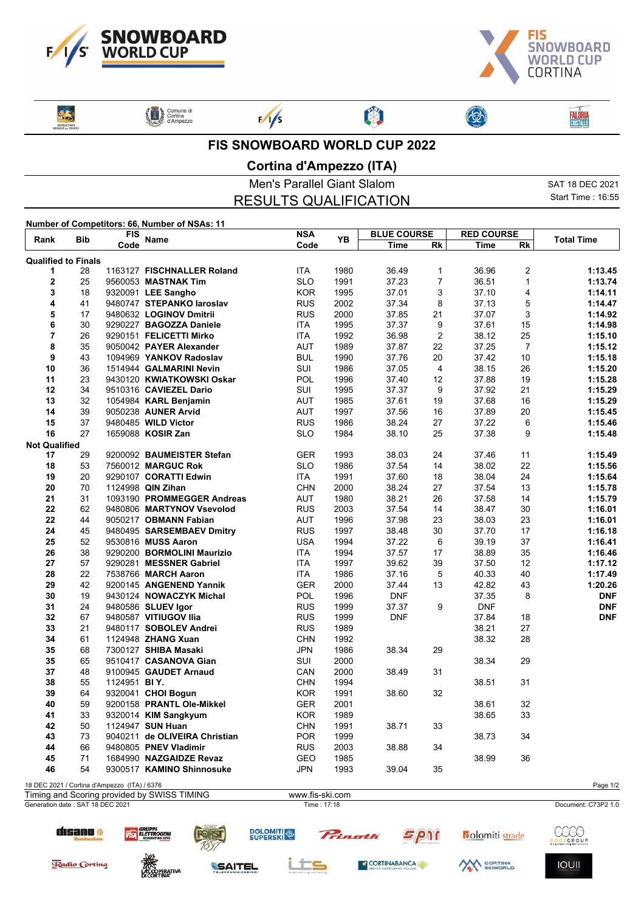# FIS SNOWBOARD WORLD CUP 2022

## Cortina d'Ampezzo (ITA)

### Men's Parallel Giant Slalom

### RESULTS QUALIFICATION

SAT 18 DEC 2021
Start Time : 16:55

**Number of Competitors: 66, Number of NSAs: 11**

| Rank | Bib | FIS Code | Name | NSA Code | YB | BLUE COURSE Time | BLUE COURSE Rk | RED COURSE Time | RED COURSE Rk | Total Time |
|---|---|---|---|---|---|---|---|---|---|---|
| **Qualified to Finals** | | | | | | | | | | |
| 1 | 28 | 1163127 | **FISCHNALLER Roland** | ITA | 1980 | 36.49 | 1 | 36.96 | 2 | **1:13.45** |
| 2 | 25 | 9560053 | **MASTNAK Tim** | SLO | 1991 | 37.23 | 7 | 36.51 | 1 | **1:13.74** |
| 3 | 18 | 9320091 | **LEE Sangho** | KOR | 1995 | 37.01 | 3 | 37.10 | 4 | **1:14.11** |
| 4 | 41 | 9480747 | **STEPANKO Iaroslav** | RUS | 2002 | 37.34 | 8 | 37.13 | 5 | **1:14.47** |
| 5 | 17 | 9480632 | **LOGINOV Dmitrii** | RUS | 2000 | 37.85 | 21 | 37.07 | 3 | **1:14.92** |
| 6 | 30 | 9290227 | **BAGOZZA Daniele** | ITA | 1995 | 37.37 | 9 | 37.61 | 15 | **1:14.98** |
| 7 | 26 | 9290151 | **FELICETTI Mirko** | ITA | 1992 | 36.98 | 2 | 38.12 | 25 | **1:15.10** |
| 8 | 35 | 9050042 | **PAYER Alexander** | AUT | 1989 | 37.87 | 22 | 37.25 | 7 | **1:15.12** |
| 9 | 43 | 1094969 | **YANKOV Radoslav** | BUL | 1990 | 37.76 | 20 | 37.42 | 10 | **1:15.18** |
| 10 | 36 | 1514944 | **GALMARINI Nevin** | SUI | 1986 | 37.05 | 4 | 38.15 | 26 | **1:15.20** |
| 11 | 23 | 9430120 | **KWIATKOWSKI Oskar** | POL | 1996 | 37.40 | 12 | 37.88 | 19 | **1:15.28** |
| 12 | 34 | 9510316 | **CAVIEZEL Dario** | SUI | 1995 | 37.37 | 9 | 37.92 | 21 | **1:15.29** |
| 13 | 32 | 1054984 | **KARL Benjamin** | AUT | 1985 | 37.61 | 19 | 37.68 | 16 | **1:15.29** |
| 14 | 39 | 9050238 | **AUNER Arvid** | AUT | 1997 | 37.56 | 16 | 37.89 | 20 | **1:15.45** |
| 15 | 37 | 9480485 | **WILD Victor** | RUS | 1986 | 38.24 | 27 | 37.22 | 6 | **1:15.46** |
| 16 | 27 | 1659088 | **KOSIR Zan** | SLO | 1984 | 38.10 | 25 | 37.38 | 9 | **1:15.48** |
| **Not Qualified** | | | | | | | | | | |
| 17 | 29 | 9200092 | **BAUMEISTER Stefan** | GER | 1993 | 38.03 | 24 | 37.46 | 11 | **1:15.49** |
| 18 | 53 | 7560012 | **MARGUC Rok** | SLO | 1986 | 37.54 | 14 | 38.02 | 22 | **1:15.56** |
| 19 | 20 | 9290107 | **CORATTI Edwin** | ITA | 1991 | 37.60 | 18 | 38.04 | 24 | **1:15.64** |
| 20 | 70 | 1124998 | **QIN Zihan** | CHN | 2000 | 38.24 | 27 | 37.54 | 13 | **1:15.78** |
| 21 | 31 | 1093190 | **PROMMEGGER Andreas** | AUT | 1980 | 38.21 | 26 | 37.58 | 14 | **1:15.79** |
| 22 | 62 | 9480806 | **MARTYNOV Vsevolod** | RUS | 2003 | 37.54 | 14 | 38.47 | 30 | **1:16.01** |
| 22 | 44 | 9050217 | **OBMANN Fabian** | AUT | 1996 | 37.98 | 23 | 38.03 | 23 | **1:16.01** |
| 24 | 45 | 9480495 | **SARSEMBAEV Dmitry** | RUS | 1997 | 38.48 | 30 | 37.70 | 17 | **1:16.18** |
| 25 | 52 | 9530816 | **MUSS Aaron** | USA | 1994 | 37.22 | 6 | 39.19 | 37 | **1:16.41** |
| 26 | 38 | 9290200 | **BORMOLINI Maurizio** | ITA | 1994 | 37.57 | 17 | 38.89 | 35 | **1:16.46** |
| 27 | 57 | 9290281 | **MESSNER Gabriel** | ITA | 1997 | 39.62 | 39 | 37.50 | 12 | **1:17.12** |
| 28 | 22 | 7538766 | **MARCH Aaron** | ITA | 1986 | 37.16 | 5 | 40.33 | 40 | **1:17.49** |
| 29 | 42 | 9200145 | **ANGENEND Yannik** | GER | 2000 | 37.44 | 13 | 42.82 | 43 | **1:20.26** |
| 30 | 19 | 9430124 | **NOWACZYK Michal** | POL | 1996 | DNF | | 37.35 | 8 | **DNF** |
| 31 | 24 | 9480586 | **SLUEV Igor** | RUS | 1999 | 37.37 | 9 | DNF | | **DNF** |
| 32 | 67 | 9480587 | **VITIUGOV Ilia** | RUS | 1999 | DNF | | 37.84 | 18 | **DNF** |
| 33 | 21 | 9480117 | **SOBOLEV Andrei** | RUS | 1989 | | | 38.21 | 27 | |
| 34 | 61 | 1124948 | **ZHANG Xuan** | CHN | 1992 | | | 38.32 | 28 | |
| 35 | 68 | 7300127 | **SHIBA Masaki** | JPN | 1986 | 38.34 | 29 | | | |
| 35 | 65 | 9510417 | **CASANOVA Gian** | SUI | 2000 | | | 38.34 | 29 | |
| 37 | 48 | 9100945 | **GAUDET Arnaud** | CAN | 2000 | 38.49 | 31 | | | |
| 38 | 55 | 1124951 | **BI Y.** | CHN | 1994 | | | 38.51 | 31 | |
| 39 | 64 | 9320041 | **CHOI Bogun** | KOR | 1991 | 38.60 | 32 | | | |
| 40 | 59 | 9200158 | **PRANTL Ole-Mikkel** | GER | 2001 | | | 38.61 | 32 | |
| 41 | 33 | 9320014 | **KIM Sangkyum** | KOR | 1989 | | | 38.65 | 33 | |
| 42 | 50 | 1124947 | **SUN Huan** | CHN | 1991 | 38.71 | 33 | | | |
| 43 | 73 | 9040211 | **de OLIVEIRA Christian** | POR | 1999 | | | 38.73 | 34 | |
| 44 | 66 | 9480805 | **PNEV Vladimir** | RUS | 2003 | 38.88 | 34 | | | |
| 45 | 71 | 1684990 | **NAZGAIDZE Revaz** | GEO | 1985 | | | 38.99 | 36 | |
| 46 | 54 | 9300517 | **KAMINO Shinnosuke** | JPN | 1993 | 39.04 | 35 | | | |

18 DEC 2021 / Cortina d'Ampezzo (ITA) / 6376

Timing and Scoring provided by SWISS TIMING — www.fis-ski.com

Generation date : SAT 18 DEC 2021 — Time : 17:18 — Document: C73P2 1.0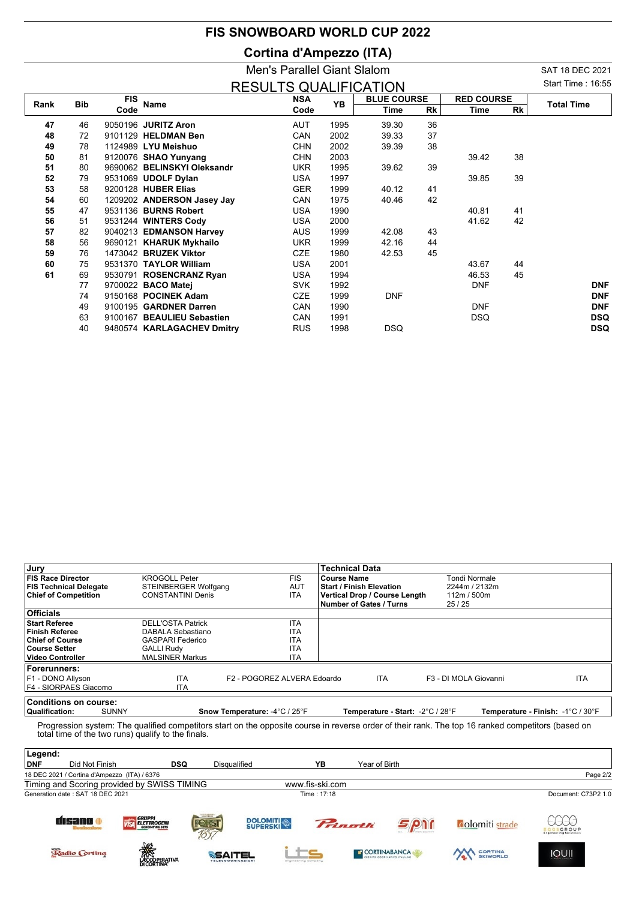# FIS SNOWBOARD WORLD CUP 2022

## Cortina d'Ampezzo (ITA)

### Men's Parallel Giant Slalom

### RESULTS QUALIFICATION

SAT 18 DEC 2021

Start Time : 16:55

| Rank | Bib | FIS Code | Name | NSA Code | YB | BLUE COURSE Time | BLUE COURSE Rk | RED COURSE Time | RED COURSE Rk | Total Time |
|---|---|---|---|---|---|---|---|---|---|---|
| 47 | 46 | 9050196 | **JURITZ Aron** | AUT | 1995 | 39.30 | 36 | | | |
| 48 | 72 | 9101129 | **HELDMAN Ben** | CAN | 2002 | 39.33 | 37 | | | |
| 49 | 78 | 1124989 | **LYU Meishuo** | CHN | 2002 | 39.39 | 38 | | | |
| 50 | 81 | 9120076 | **SHAO Yunyang** | CHN | 2003 | | | 39.42 | 38 | |
| 51 | 80 | 9690062 | **BELINSKYI Oleksandr** | UKR | 1995 | 39.62 | 39 | | | |
| 52 | 79 | 9531069 | **UDOLF Dylan** | USA | 1997 | | | 39.85 | 39 | |
| 53 | 58 | 9200128 | **HUBER Elias** | GER | 1999 | 40.12 | 41 | | | |
| 54 | 60 | 1209202 | **ANDERSON Jasey Jay** | CAN | 1975 | 40.46 | 42 | | | |
| 55 | 47 | 9531136 | **BURNS Robert** | USA | 1990 | | | 40.81 | 41 | |
| 56 | 51 | 9531244 | **WINTERS Cody** | USA | 2000 | | | 41.62 | 42 | |
| 57 | 82 | 9040213 | **EDMANSON Harvey** | AUS | 1999 | 42.08 | 43 | | | |
| 58 | 56 | 9690121 | **KHARUK Mykhailo** | UKR | 1999 | 42.16 | 44 | | | |
| 59 | 76 | 1473042 | **BRUZEK Viktor** | CZE | 1980 | 42.53 | 45 | | | |
| 60 | 75 | 9531370 | **TAYLOR William** | USA | 2001 | | | 43.67 | 44 | |
| 61 | 69 | 9530791 | **ROSENCRANZ Ryan** | USA | 1994 | | | 46.53 | 45 | |
| | 77 | 9700022 | **BACO Matej** | SVK | 1992 | | | DNF | | **DNF** |
| | 74 | 9150168 | **POCINEK Adam** | CZE | 1999 | DNF | | | | **DNF** |
| | 49 | 9100195 | **GARDNER Darren** | CAN | 1990 | | | DNF | | **DNF** |
| | 63 | 9100167 | **BEAULIEU Sebastien** | CAN | 1991 | | | DSQ | | **DSQ** |
| | 40 | 9480574 | **KARLAGACHEV Dmitry** | RUS | 1998 | DSQ | | | | **DSQ** |

**Jury**

| | | |
|---|---|---|
| **FIS Race Director** | KROGOLL Peter | FIS |
| **FIS Technical Delegate** | STEINBERGER Wolfgang | AUT |
| **Chief of Competition** | CONSTANTINI Denis | ITA |

**Technical Data**

| | |
|---|---|
| **Course Name** | Tondi Normale |
| **Start / Finish Elevation** | 2244m / 2132m |
| **Vertical Drop / Course Length** | 112m / 500m |
| **Number of Gates / Turns** | 25 / 25 |

**Officials**

| | | |
|---|---|---|
| **Start Referee** | DELL'OSTA Patrick | ITA |
| **Finish Referee** | DABALA Sebastiano | ITA |
| **Chief of Course** | GASPARI Federico | ITA |
| **Course Setter** | GALLI Rudy | ITA |
| **Video Controller** | MALSINER Markus | ITA |

**Forerunners:**

F1 - DONO Allyson ITA; F2 - POGOREZ ALVERA Edoardo ITA; F3 - DI MOLA Giovanni ITA; F4 - SIORPAES Giacomo ITA

**Conditions on course:**

**Qualification:** SUNNY; **Snow Temperature:** -4°C / 25°F; **Temperature - Start:** -2°C / 28°F; **Temperature - Finish:** -1°C / 30°F

Progression system: The qualified competitors start on the opposite course in reverse order of their rank. The top 16 ranked competitors (based on total time of the two runs) qualify to the finals.

**Legend:**

**DNF** Did Not Finish; **DSQ** Disqualified; **YB** Year of Birth

18 DEC 2021 / Cortina d'Ampezzo (ITA) / 6376

Timing and Scoring provided by SWISS TIMING

www.fis-ski.com

Generation date : SAT 18 DEC 2021 — Time : 17:18 — Document: C73P2 1.0